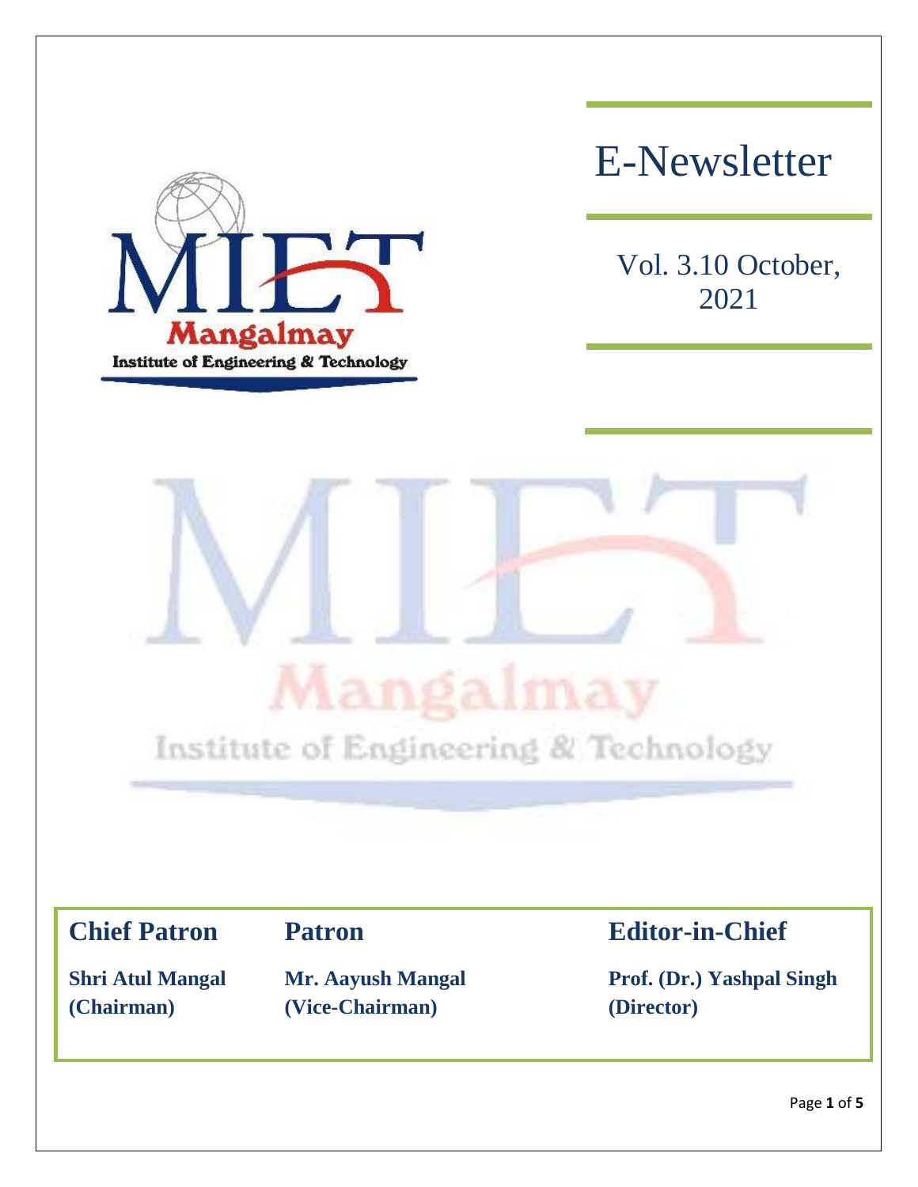MIET
Mangalmay
Institute of Engineering & Technology

# E-Newsletter

Vol. 3.10 October, 2021

| Chief Patron | Patron | Editor-in-Chief |
| --- | --- | --- |
| **Shri Atul Mangal (Chairman)** | **Mr. Aayush Mangal (Vice-Chairman)** | **Prof. (Dr.) Yashpal Singh (Director)** |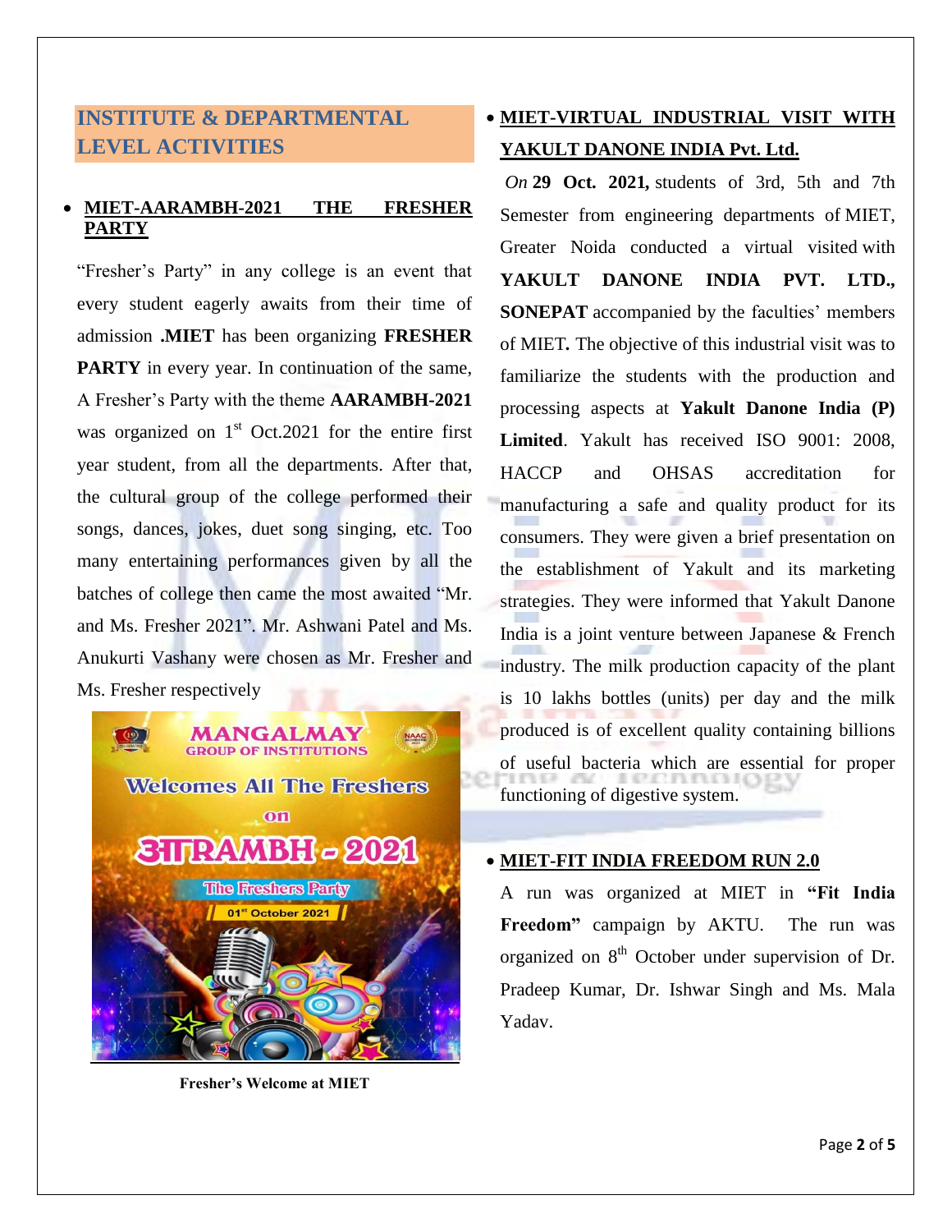## INSTITUTE & DEPARTMENTAL LEVEL ACTIVITIES

- **MIET-AARAMBH-2021 THE FRESHER PARTY**

"Fresher's Party" in any college is an event that every student eagerly awaits from their time of admission **.MIET** has been organizing **FRESHER PARTY** in every year. In continuation of the same, A Fresher's Party with the theme **AARAMBH-2021** was organized on 1st Oct.2021 for the entire first year student, from all the departments. After that, the cultural group of the college performed their songs, dances, jokes, duet song singing, etc. Too many entertaining performances given by all the batches of college then came the most awaited "Mr. and Ms. Fresher 2021". Mr. Ashwani Patel and Ms. Anukurti Vashany were chosen as Mr. Fresher and Ms. Fresher respectively

**Fresher's Welcome at MIET**

- **MIET-VIRTUAL INDUSTRIAL VISIT WITH YAKULT DANONE INDIA Pvt. Ltd.**

*On* **29 Oct. 2021,** students of 3rd, 5th and 7th Semester from engineering departments of MIET, Greater Noida conducted a virtual visited with **YAKULT DANONE INDIA PVT. LTD., SONEPAT** accompanied by the faculties' members of MIET**.** The objective of this industrial visit was to familiarize the students with the production and processing aspects at **Yakult Danone India (P) Limited**. Yakult has received ISO 9001: 2008, HACCP and OHSAS accreditation for manufacturing a safe and quality product for its consumers. They were given a brief presentation on the establishment of Yakult and its marketing strategies. They were informed that Yakult Danone India is a joint venture between Japanese & French industry. The milk production capacity of the plant is 10 lakhs bottles (units) per day and the milk produced is of excellent quality containing billions of useful bacteria which are essential for proper functioning of digestive system.

- **MIET-FIT INDIA FREEDOM RUN 2.0**

A run was organized at MIET in **"Fit India Freedom"** campaign by AKTU. The run was organized on 8th October under supervision of Dr. Pradeep Kumar, Dr. Ishwar Singh and Ms. Mala Yadav.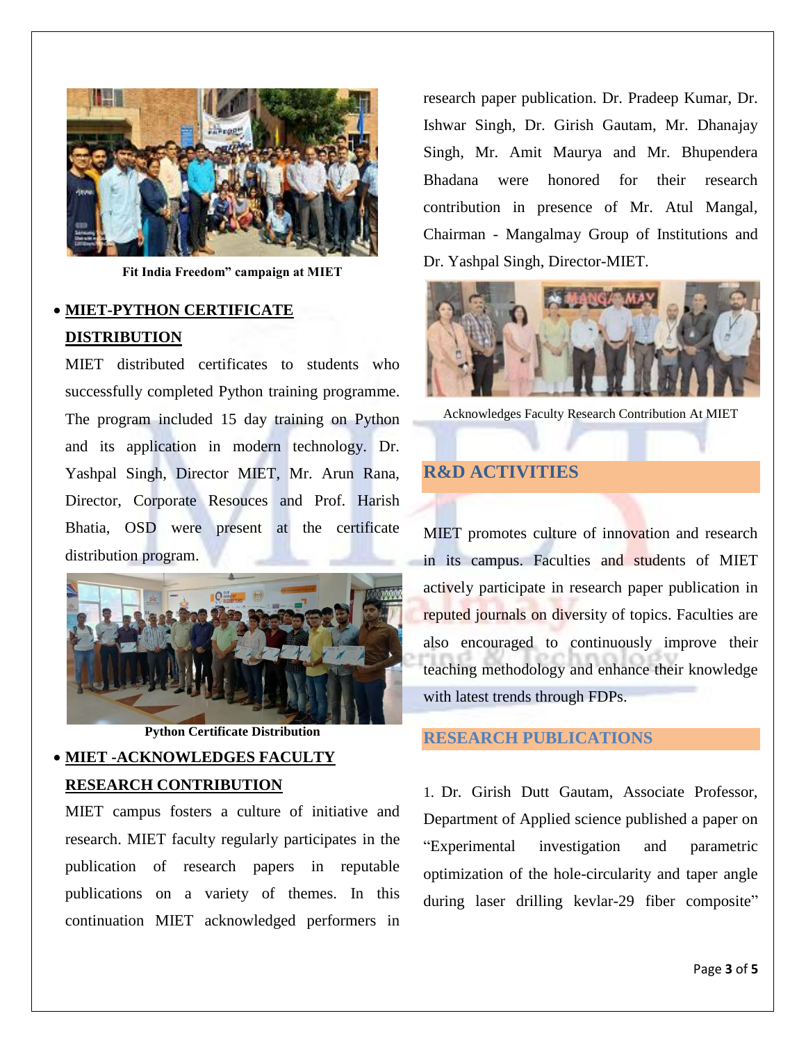Fit India Freedom" campaign at MIET

- **MIET-PYTHON CERTIFICATE DISTRIBUTION**

MIET distributed certificates to students who successfully completed Python training programme. The program included 15 day training on Python and its application in modern technology. Dr. Yashpal Singh, Director MIET, Mr. Arun Rana, Director, Corporate Resouces and Prof. Harish Bhatia, OSD were present at the certificate distribution program.

**Python Certificate Distribution**

- **MIET -ACKNOWLEDGES FACULTY RESEARCH CONTRIBUTION**

MIET campus fosters a culture of initiative and research. MIET faculty regularly participates in the publication of research papers in reputable publications on a variety of themes. In this continuation MIET acknowledged performers in research paper publication. Dr. Pradeep Kumar, Dr. Ishwar Singh, Dr. Girish Gautam, Mr. Dhanajay Singh, Mr. Amit Maurya and Mr. Bhupendera Bhadana were honored for their research contribution in presence of Mr. Atul Mangal, Chairman - Mangalmay Group of Institutions and Dr. Yashpal Singh, Director-MIET.

Acknowledges Faculty Research Contribution At MIET

## R&D ACTIVITIES

MIET promotes culture of innovation and research in its campus. Faculties and students of MIET actively participate in research paper publication in reputed journals on diversity of topics. Faculties are also encouraged to continuously improve their teaching methodology and enhance their knowledge with latest trends through FDPs.

## RESEARCH PUBLICATIONS

1. Dr. Girish Dutt Gautam, Associate Professor, Department of Applied science published a paper on "Experimental investigation and parametric optimization of the hole-circularity and taper angle during laser drilling kevlar-29 fiber composite"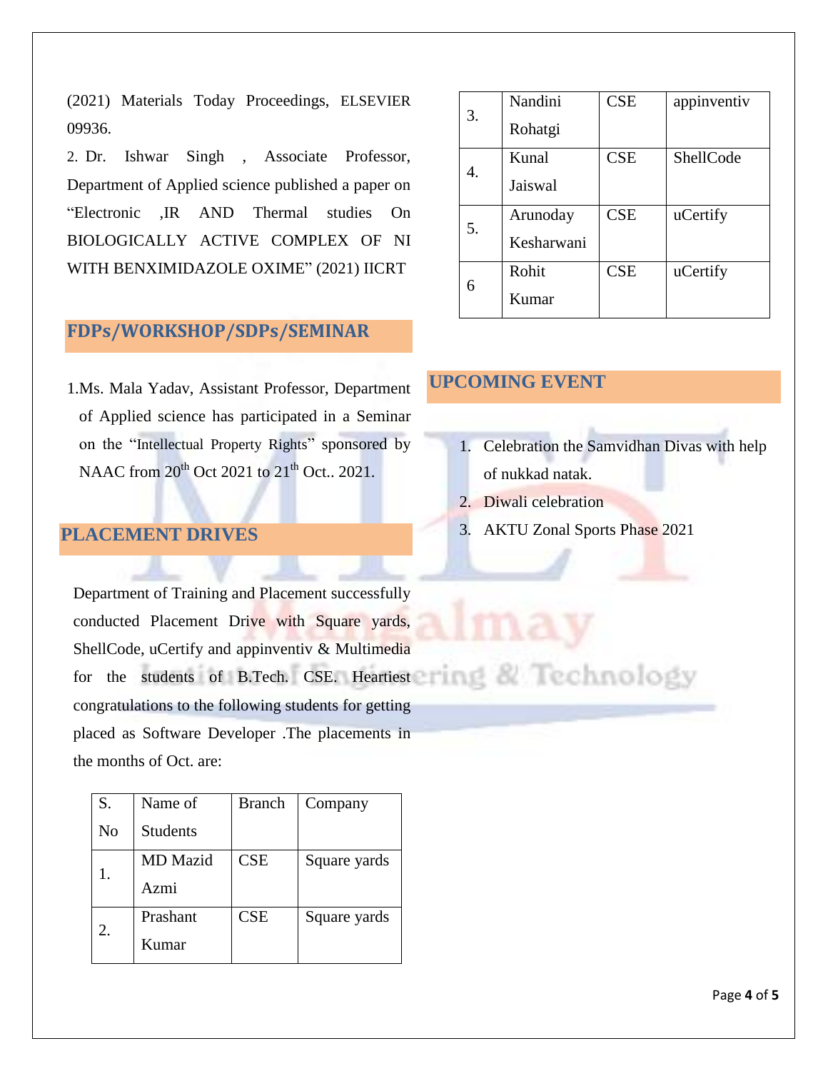(2021) Materials Today Proceedings, ELSEVIER 09936.

2. Dr. Ishwar Singh , Associate Professor, Department of Applied science published a paper on "Electronic ,IR AND Thermal studies On BIOLOGICALLY ACTIVE COMPLEX OF NI WITH BENXIMIDAZOLE OXIME" (2021) IICRT

## FDPs/WORKSHOP/SDPs/SEMINAR

1. Ms. Mala Yadav, Assistant Professor, Department of Applied science has participated in a Seminar on the "Intellectual Property Rights" sponsored by NAAC from 20th Oct 2021 to 21th Oct.. 2021.

## PLACEMENT DRIVES

Department of Training and Placement successfully conducted Placement Drive with Square yards, ShellCode, uCertify and appinventiv & Multimedia for the students of B.Tech. CSE. Heartiest congratulations to the following students for getting placed as Software Developer .The placements in the months of Oct. are:

| S. No | Name of Students | Branch | Company |
|---|---|---|---|
| 1. | MD Mazid Azmi | CSE | Square yards |
| 2. | Prashant Kumar | CSE | Square yards |
| 3. | Nandini Rohatgi | CSE | appinventiv |
| 4. | Kunal Jaiswal | CSE | ShellCode |
| 5. | Arunoday Kesharwani | CSE | uCertify |
| 6 | Rohit Kumar | CSE | uCertify |

## UPCOMING EVENT

1. Celebration the Samvidhan Divas with help of nukkad natak.
2. Diwali celebration
3. AKTU Zonal Sports Phase 2021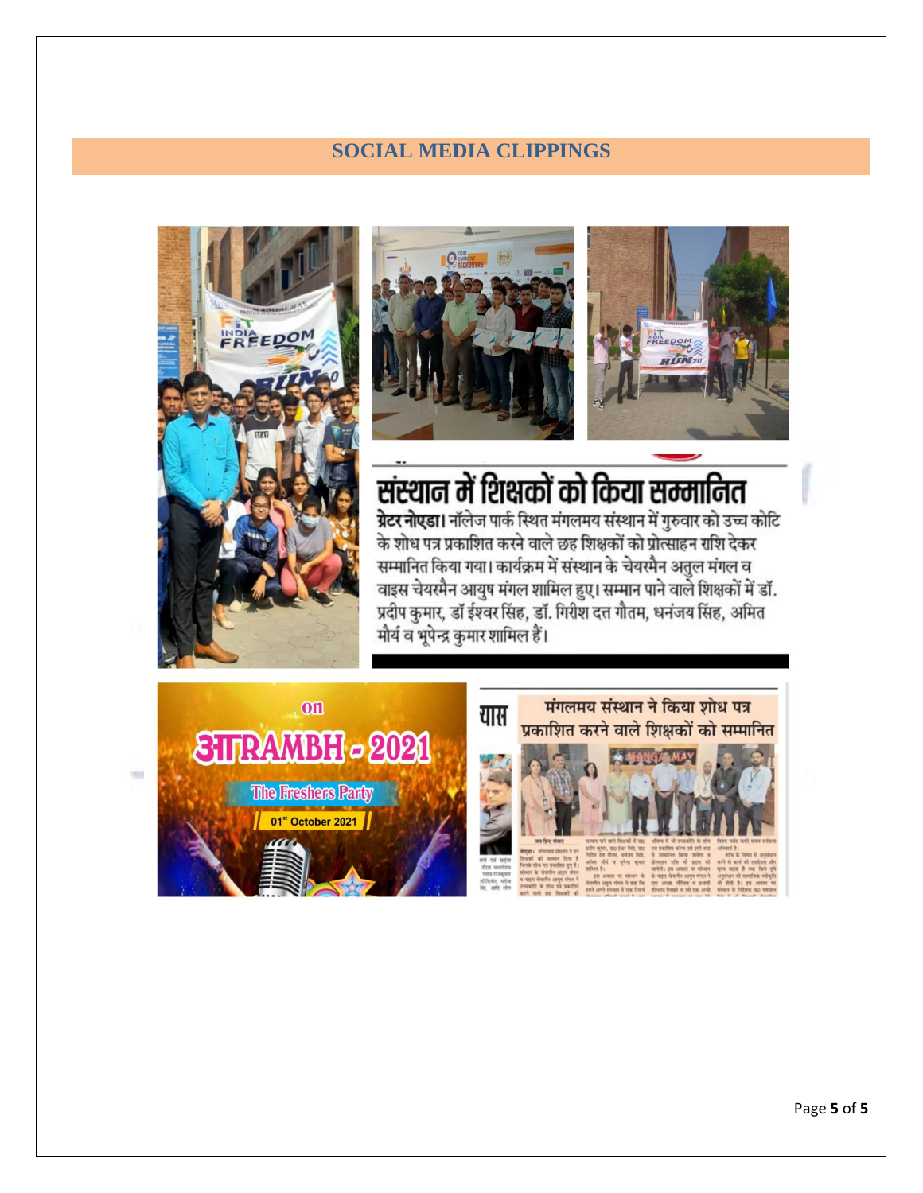## SOCIAL MEDIA CLIPPINGS

# संस्थान में शिक्षकों को किया सम्मानित

**ग्रेटर नोएडा।** नॉलेज पार्क स्थित मंगलमय संस्थान में गुरुवार को उच्च कोटि के शोध पत्र प्रकाशित करने वाले छह शिक्षकों को प्रोत्साहन राशि देकर सम्मानित किया गया। कार्यक्रम में संस्थान के चेयरमैन अतुल मंगल व वाइस चेयरमैन आयुष मंगल शामिल हुए। सम्मान पाने वाले शिक्षकों में डॉ. प्रदीप कुमार, डॉ ईश्वर सिंह, डॉ. गिरीश दत्त गौतम, धनंजय सिंह, अमित मौर्य व भूपेन्द्र कुमार शामिल हैं।

on

आRAMBH - 2021

The Freshers Party

01st October 2021

## मंगलमय संस्थान ने किया शोध पत्र प्रकाशित करने वाले शिक्षकों को सम्मानित